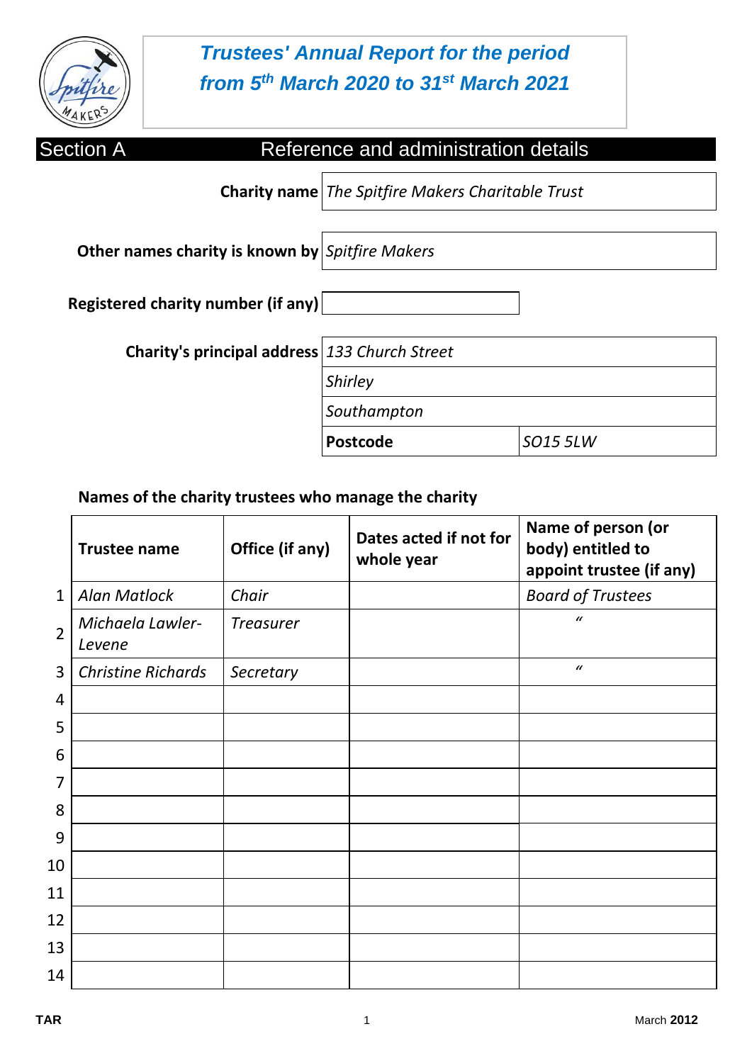# *Trustees' Annual Report for the period from 5th March 2020 to 31st March 2021*

## Section A — Reference and administration details

| | |
|---|---|
| **Charity name** | *The Spitfire Makers Charitable Trust* |
| **Other names charity is known by** | *Spitfire Makers* |
| **Registered charity number (if any)** | |
| **Charity's principal address** | *133 Church Street* |
| | *Shirley* |
| | *Southampton* |
| **Postcode** | *SO15 5LW* |

**Names of the charity trustees who manage the charity**

| | Trustee name | Office (if any) | Dates acted if not for whole year | Name of person (or body) entitled to appoint trustee (if any) |
|---|---|---|---|---|
| 1 | *Alan Matlock* | *Chair* | | *Board of Trustees* |
| 2 | *Michaela Lawler-Levene* | *Treasurer* | | *"* |
| 3 | *Christine Richards* | *Secretary* | | *"* |
| 4 | | | | |
| 5 | | | | |
| 6 | | | | |
| 7 | | | | |
| 8 | | | | |
| 9 | | | | |
| 10 | | | | |
| 11 | | | | |
| 12 | | | | |
| 13 | | | | |
| 14 | | | | |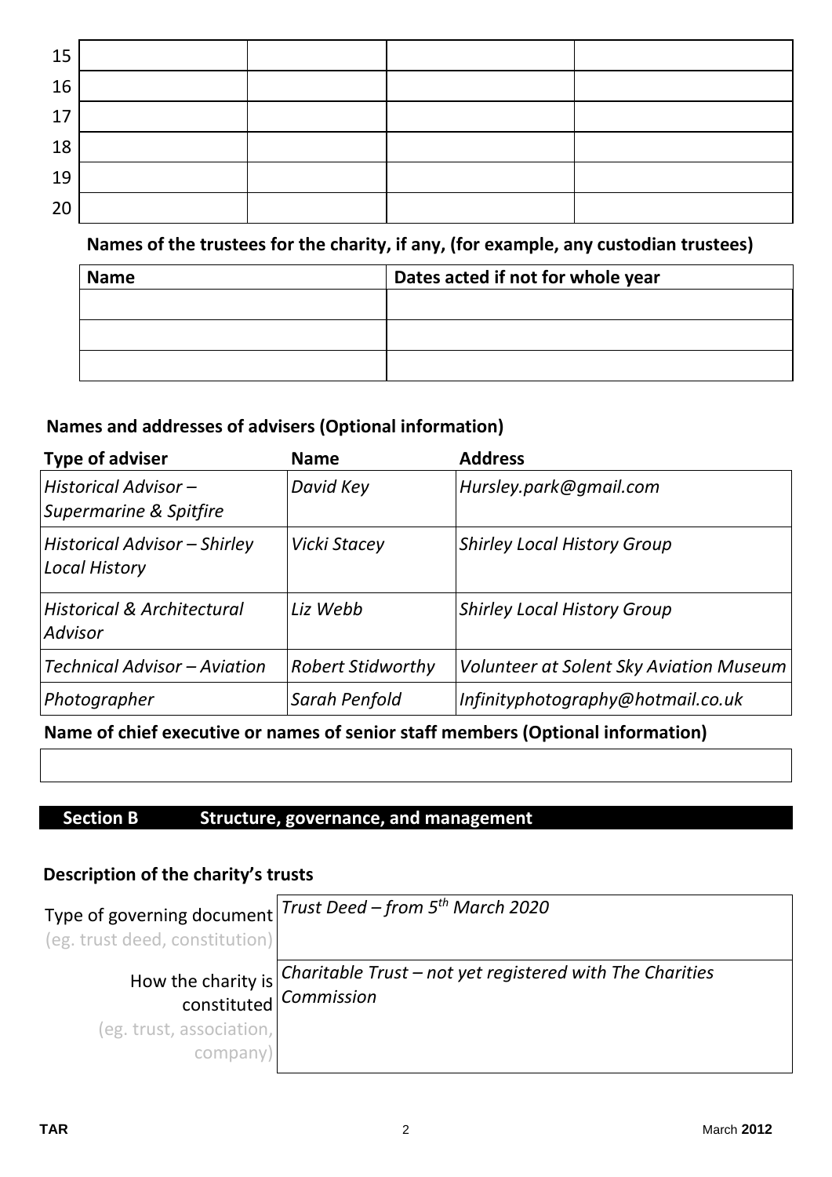| | | | | |
|---|---|---|---|---|
| 15 | | | | |
| 16 | | | | |
| 17 | | | | |
| 18 | | | | |
| 19 | | | | |
| 20 | | | | |

**Names of the trustees for the charity, if any, (for example, any custodian trustees)**

| Name | Dates acted if not for whole year |
|---|---|
| | |
| | |
| | |

**Names and addresses of advisers (Optional information)**

| Type of adviser | Name | Address |
|---|---|---|
| *Historical Advisor – Supermarine & Spitfire* | *David Key* | *Hursley.park@gmail.com* |
| *Historical Advisor – Shirley Local History* | *Vicki Stacey* | *Shirley Local History Group* |
| *Historical & Architectural Advisor* | *Liz Webb* | *Shirley Local History Group* |
| *Technical Advisor – Aviation* | *Robert Stidworthy* | *Volunteer at Solent Sky Aviation Museum* |
| *Photographer* | *Sarah Penfold* | *Infinityphotography@hotmail.co.uk* |

**Name of chief executive or names of senior staff members (Optional information)**

| |
|---|
| |

## Section B Structure, governance, and management

**Description of the charity's trusts**

| | |
|---|---|
| Type of governing document (eg. trust deed, constitution) | *Trust Deed – from 5th March 2020* |
| How the charity is constituted (eg. trust, association, company) | *Charitable Trust – not yet registered with The Charities Commission* |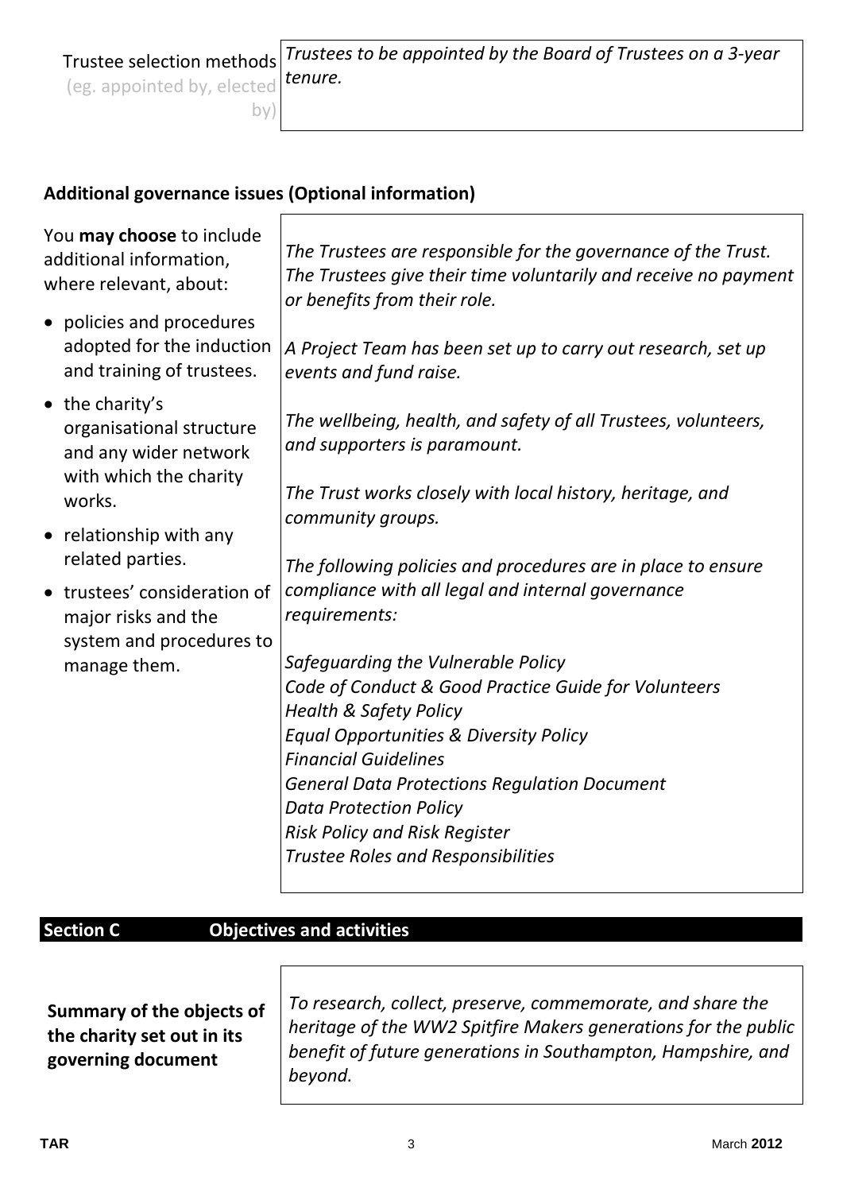| Trustee selection methods (eg. appointed by, elected by) | *Trustees to be appointed by the Board of Trustees on a 3-year tenure.* |
|---|---|

## Additional governance issues (Optional information)

| You **may choose** to include additional information, where relevant, about:<br>• policies and procedures adopted for the induction and training of trustees.<br>• the charity's organisational structure and any wider network with which the charity works.<br>• relationship with any related parties.<br>• trustees' consideration of major risks and the system and procedures to manage them. | *The Trustees are responsible for the governance of the Trust. The Trustees give their time voluntarily and receive no payment or benefits from their role.*<br><br>*A Project Team has been set up to carry out research, set up events and fund raise.*<br><br>*The wellbeing, health, and safety of all Trustees, volunteers, and supporters is paramount.*<br><br>*The Trust works closely with local history, heritage, and community groups.*<br><br>*The following policies and procedures are in place to ensure compliance with all legal and internal governance requirements:*<br><br>*Safeguarding the Vulnerable Policy*<br>*Code of Conduct & Good Practice Guide for Volunteers*<br>*Health & Safety Policy*<br>*Equal Opportunities & Diversity Policy*<br>*Financial Guidelines*<br>*General Data Protections Regulation Document*<br>*Data Protection Policy*<br>*Risk Policy and Risk Register*<br>*Trustee Roles and Responsibilities* |
|---|---|

## Section C Objectives and activities

| **Summary of the objects of the charity set out in its governing document** | *To research, collect, preserve, commemorate, and share the heritage of the WW2 Spitfire Makers generations for the public benefit of future generations in Southampton, Hampshire, and beyond.* |
|---|---|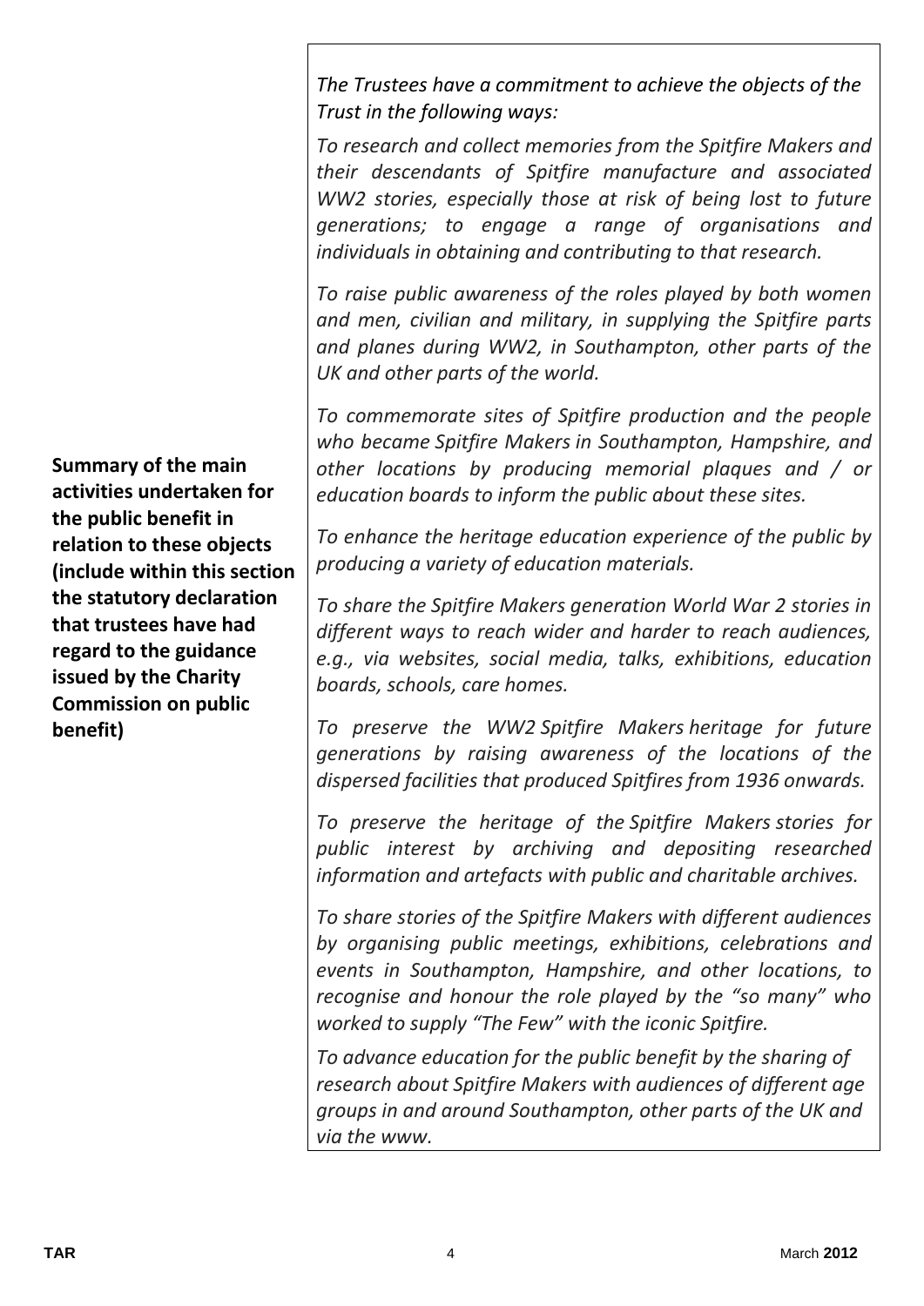| | |
|---|---|
| **Summary of the main activities undertaken for the public benefit in relation to these objects (include within this section the statutory declaration that trustees have had regard to the guidance issued by the Charity Commission on public benefit)** | *The Trustees have a commitment to achieve the objects of the Trust in the following ways:*<br><br>*To research and collect memories from the Spitfire Makers and their descendants of Spitfire manufacture and associated WW2 stories, especially those at risk of being lost to future generations; to engage a range of organisations and individuals in obtaining and contributing to that research.*<br><br>*To raise public awareness of the roles played by both women and men, civilian and military, in supplying the Spitfire parts and planes during WW2, in Southampton, other parts of the UK and other parts of the world.*<br><br>*To commemorate sites of Spitfire production and the people who became Spitfire Makers in Southampton, Hampshire, and other locations by producing memorial plaques and / or education boards to inform the public about these sites.*<br><br>*To enhance the heritage education experience of the public by producing a variety of education materials.*<br><br>*To share the Spitfire Makers generation World War 2 stories in different ways to reach wider and harder to reach audiences, e.g., via websites, social media, talks, exhibitions, education boards, schools, care homes.*<br><br>*To preserve the WW2 Spitfire Makers heritage for future generations by raising awareness of the locations of the dispersed facilities that produced Spitfires from 1936 onwards.*<br><br>*To preserve the heritage of the Spitfire Makers stories for public interest by archiving and depositing researched information and artefacts with public and charitable archives.*<br><br>*To share stories of the Spitfire Makers with different audiences by organising public meetings, exhibitions, celebrations and events in Southampton, Hampshire, and other locations, to recognise and honour the role played by the "so many" who worked to supply "The Few" with the iconic Spitfire.*<br><br>*To advance education for the public benefit by the sharing of research about Spitfire Makers with audiences of different age groups in and around Southampton, other parts of the UK and via the www.* |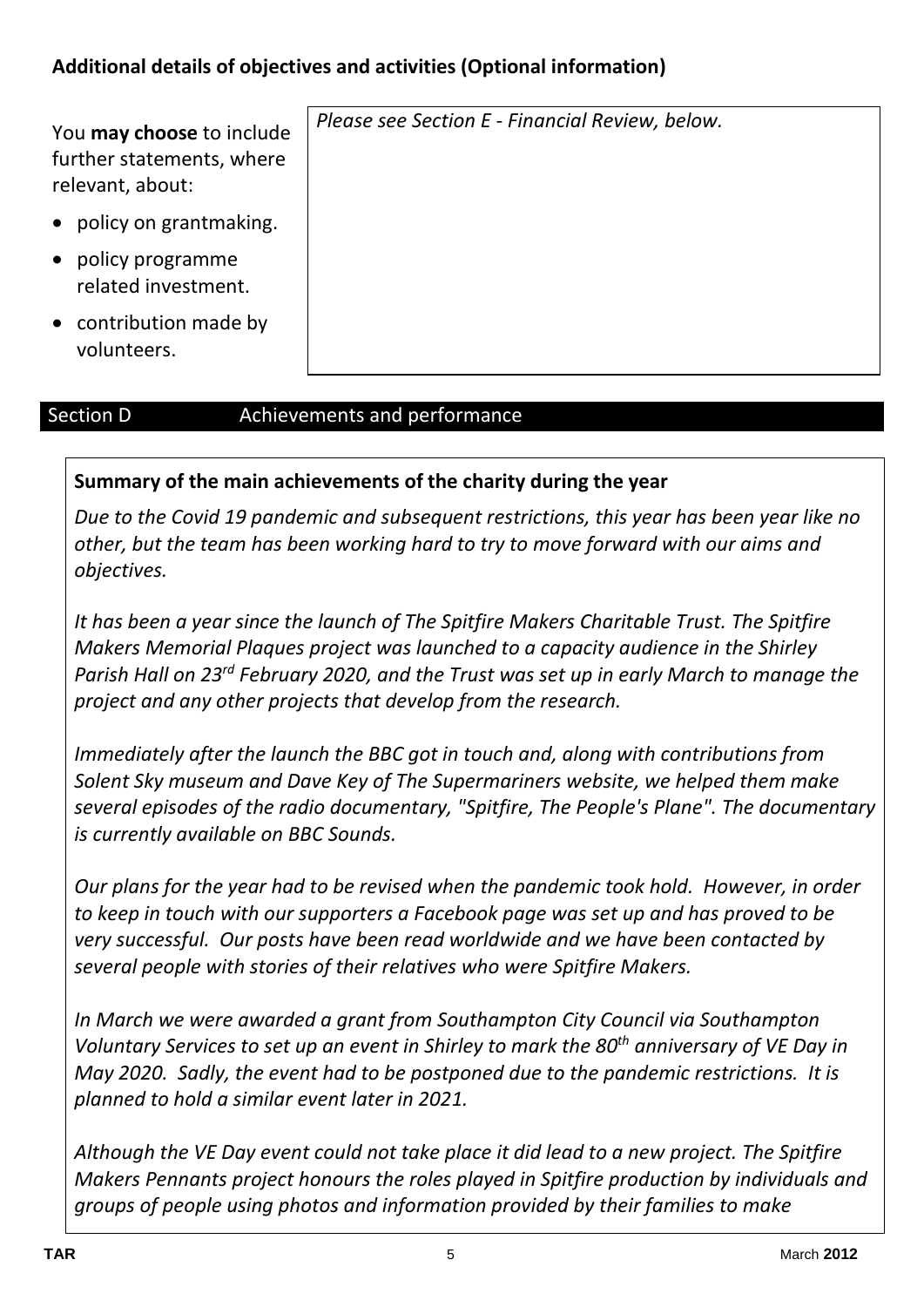## Additional details of objectives and activities (Optional information)

| You **may choose** to include further statements, where relevant, about:<br>• policy on grantmaking.<br>• policy programme related investment.<br>• contribution made by volunteers. | *Please see Section E - Financial Review, below.* |
|---|---|

## Section D Achievements and performance

**Summary of the main achievements of the charity during the year**

*Due to the Covid 19 pandemic and subsequent restrictions, this year has been year like no other, but the team has been working hard to try to move forward with our aims and objectives.*

*It has been a year since the launch of The Spitfire Makers Charitable Trust. The Spitfire Makers Memorial Plaques project was launched to a capacity audience in the Shirley Parish Hall on 23rd February 2020, and the Trust was set up in early March to manage the project and any other projects that develop from the research.*

*Immediately after the launch the BBC got in touch and, along with contributions from Solent Sky museum and Dave Key of The Supermariners website, we helped them make several episodes of the radio documentary, "Spitfire, The People's Plane". The documentary is currently available on BBC Sounds.*

*Our plans for the year had to be revised when the pandemic took hold. However, in order to keep in touch with our supporters a Facebook page was set up and has proved to be very successful. Our posts have been read worldwide and we have been contacted by several people with stories of their relatives who were Spitfire Makers.*

*In March we were awarded a grant from Southampton City Council via Southampton Voluntary Services to set up an event in Shirley to mark the 80th anniversary of VE Day in May 2020. Sadly, the event had to be postponed due to the pandemic restrictions. It is planned to hold a similar event later in 2021.*

*Although the VE Day event could not take place it did lead to a new project. The Spitfire Makers Pennants project honours the roles played in Spitfire production by individuals and groups of people using photos and information provided by their families to make*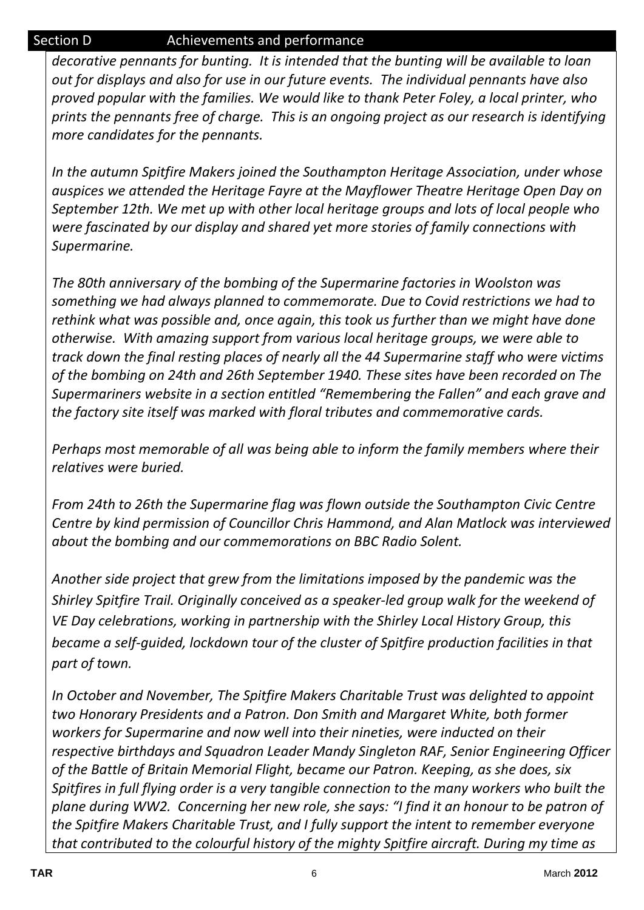## Section D Achievements and performance

*decorative pennants for bunting. It is intended that the bunting will be available to loan out for displays and also for use in our future events. The individual pennants have also proved popular with the families. We would like to thank Peter Foley, a local printer, who prints the pennants free of charge. This is an ongoing project as our research is identifying more candidates for the pennants.*

*In the autumn Spitfire Makers joined the Southampton Heritage Association, under whose auspices we attended the Heritage Fayre at the Mayflower Theatre Heritage Open Day on September 12th. We met up with other local heritage groups and lots of local people who were fascinated by our display and shared yet more stories of family connections with Supermarine.*

*The 80th anniversary of the bombing of the Supermarine factories in Woolston was something we had always planned to commemorate. Due to Covid restrictions we had to rethink what was possible and, once again, this took us further than we might have done otherwise. With amazing support from various local heritage groups, we were able to track down the final resting places of nearly all the 44 Supermarine staff who were victims of the bombing on 24th and 26th September 1940. These sites have been recorded on The Supermariners website in a section entitled "Remembering the Fallen" and each grave and the factory site itself was marked with floral tributes and commemorative cards.*

*Perhaps most memorable of all was being able to inform the family members where their relatives were buried.*

*From 24th to 26th the Supermarine flag was flown outside the Southampton Civic Centre Centre by kind permission of Councillor Chris Hammond, and Alan Matlock was interviewed about the bombing and our commemorations on BBC Radio Solent.*

*Another side project that grew from the limitations imposed by the pandemic was the Shirley Spitfire Trail. Originally conceived as a speaker-led group walk for the weekend of VE Day celebrations, working in partnership with the Shirley Local History Group, this became a self-guided, lockdown tour of the cluster of Spitfire production facilities in that part of town.*

*In October and November, The Spitfire Makers Charitable Trust was delighted to appoint two Honorary Presidents and a Patron. Don Smith and Margaret White, both former workers for Supermarine and now well into their nineties, were inducted on their respective birthdays and Squadron Leader Mandy Singleton RAF, Senior Engineering Officer of the Battle of Britain Memorial Flight, became our Patron. Keeping, as she does, six Spitfires in full flying order is a very tangible connection to the many workers who built the plane during WW2. Concerning her new role, she says: "I find it an honour to be patron of the Spitfire Makers Charitable Trust, and I fully support the intent to remember everyone that contributed to the colourful history of the mighty Spitfire aircraft. During my time as*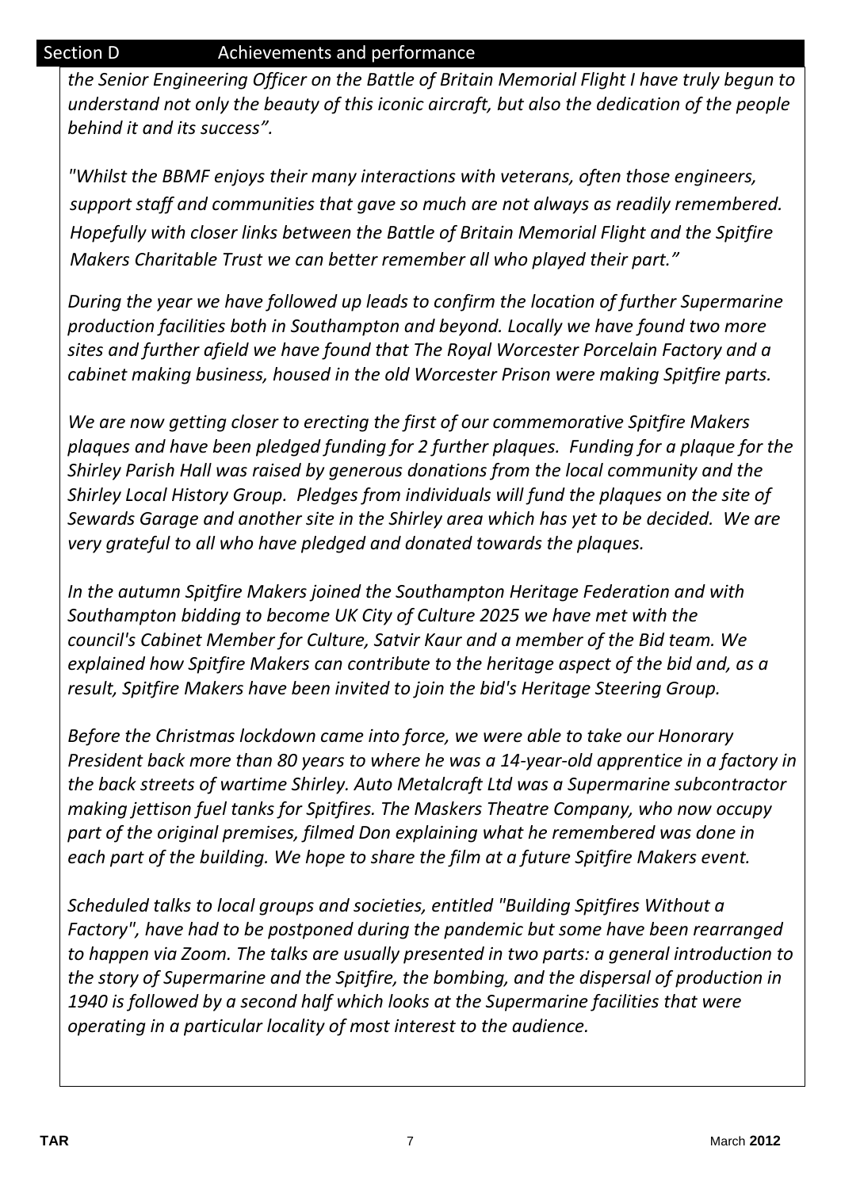## Section D Achievements and performance

*the Senior Engineering Officer on the Battle of Britain Memorial Flight I have truly begun to understand not only the beauty of this iconic aircraft, but also the dedication of the people behind it and its success".*

*"Whilst the BBMF enjoys their many interactions with veterans, often those engineers, support staff and communities that gave so much are not always as readily remembered. Hopefully with closer links between the Battle of Britain Memorial Flight and the Spitfire Makers Charitable Trust we can better remember all who played their part."*

*During the year we have followed up leads to confirm the location of further Supermarine production facilities both in Southampton and beyond. Locally we have found two more sites and further afield we have found that The Royal Worcester Porcelain Factory and a cabinet making business, housed in the old Worcester Prison were making Spitfire parts.*

*We are now getting closer to erecting the first of our commemorative Spitfire Makers plaques and have been pledged funding for 2 further plaques. Funding for a plaque for the Shirley Parish Hall was raised by generous donations from the local community and the Shirley Local History Group. Pledges from individuals will fund the plaques on the site of Sewards Garage and another site in the Shirley area which has yet to be decided. We are very grateful to all who have pledged and donated towards the plaques.*

*In the autumn Spitfire Makers joined the Southampton Heritage Federation and with Southampton bidding to become UK City of Culture 2025 we have met with the council's Cabinet Member for Culture, Satvir Kaur and a member of the Bid team. We explained how Spitfire Makers can contribute to the heritage aspect of the bid and, as a result, Spitfire Makers have been invited to join the bid's Heritage Steering Group.*

*Before the Christmas lockdown came into force, we were able to take our Honorary President back more than 80 years to where he was a 14-year-old apprentice in a factory in the back streets of wartime Shirley. Auto Metalcraft Ltd was a Supermarine subcontractor making jettison fuel tanks for Spitfires. The Maskers Theatre Company, who now occupy part of the original premises, filmed Don explaining what he remembered was done in each part of the building. We hope to share the film at a future Spitfire Makers event.*

*Scheduled talks to local groups and societies, entitled "Building Spitfires Without a Factory", have had to be postponed during the pandemic but some have been rearranged to happen via Zoom. The talks are usually presented in two parts: a general introduction to the story of Supermarine and the Spitfire, the bombing, and the dispersal of production in 1940 is followed by a second half which looks at the Supermarine facilities that were operating in a particular locality of most interest to the audience.*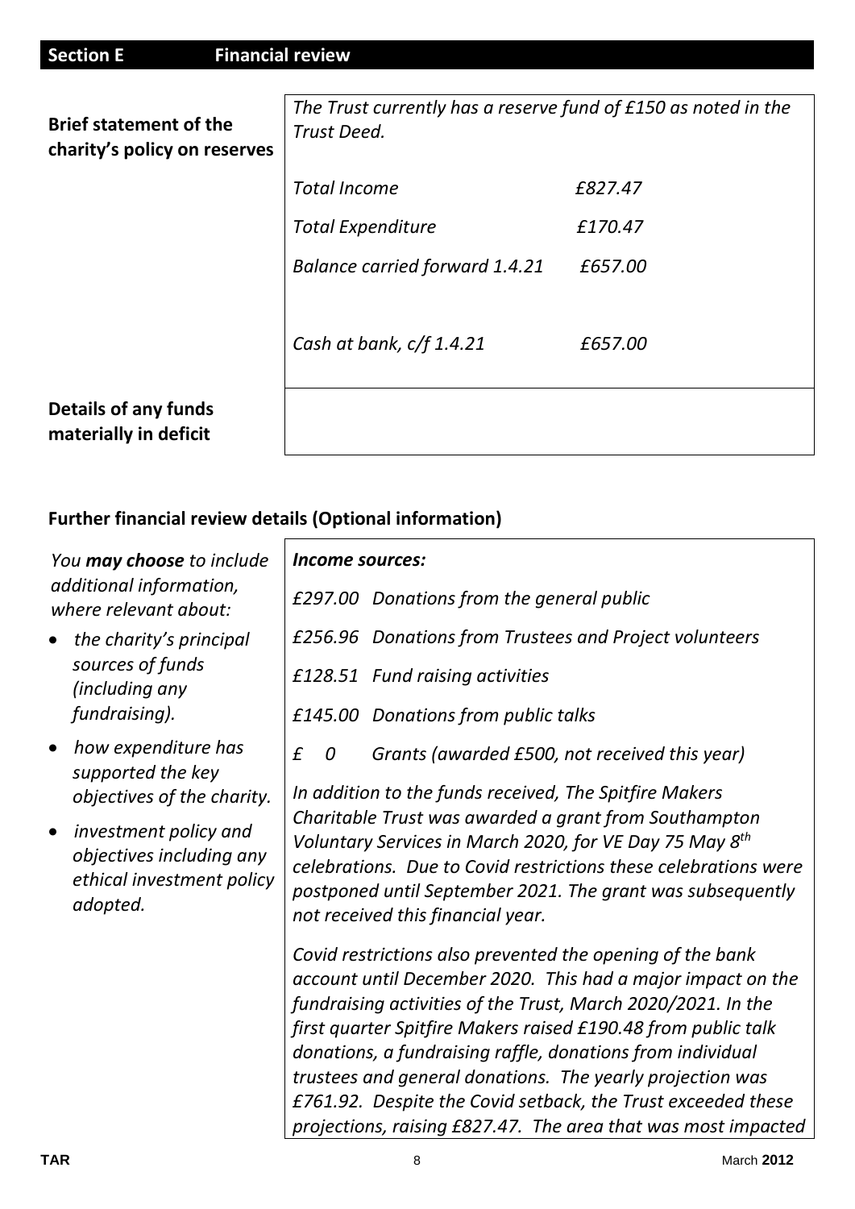## Section E Financial review

| Brief statement of the charity's policy on reserves | *The Trust currently has a reserve fund of £150 as noted in the Trust Deed.*<br><br>*Total Income £827.47*<br>*Total Expenditure £170.47*<br>*Balance carried forward 1.4.21 £657.00*<br><br>*Cash at bank, c/f 1.4.21 £657.00* |
|---|---|
| **Details of any funds materially in deficit** | |

### Further financial review details (Optional information)

*You **may choose** to include additional information, where relevant about:*

- *the charity's principal sources of funds (including any fundraising).*
- *how expenditure has supported the key objectives of the charity.*
- *investment policy and objectives including any ethical investment policy adopted.*

***Income sources:***

*£297.00 Donations from the general public*

*£256.96 Donations from Trustees and Project volunteers*

*£128.51 Fund raising activities*

*£145.00 Donations from public talks*

*£ 0 Grants (awarded £500, not received this year)*

*In addition to the funds received, The Spitfire Makers Charitable Trust was awarded a grant from Southampton Voluntary Services in March 2020, for VE Day 75 May 8th celebrations. Due to Covid restrictions these celebrations were postponed until September 2021. The grant was subsequently not received this financial year.*

*Covid restrictions also prevented the opening of the bank account until December 2020. This had a major impact on the fundraising activities of the Trust, March 2020/2021. In the first quarter Spitfire Makers raised £190.48 from public talk donations, a fundraising raffle, donations from individual trustees and general donations. The yearly projection was £761.92. Despite the Covid setback, the Trust exceeded these projections, raising £827.47. The area that was most impacted*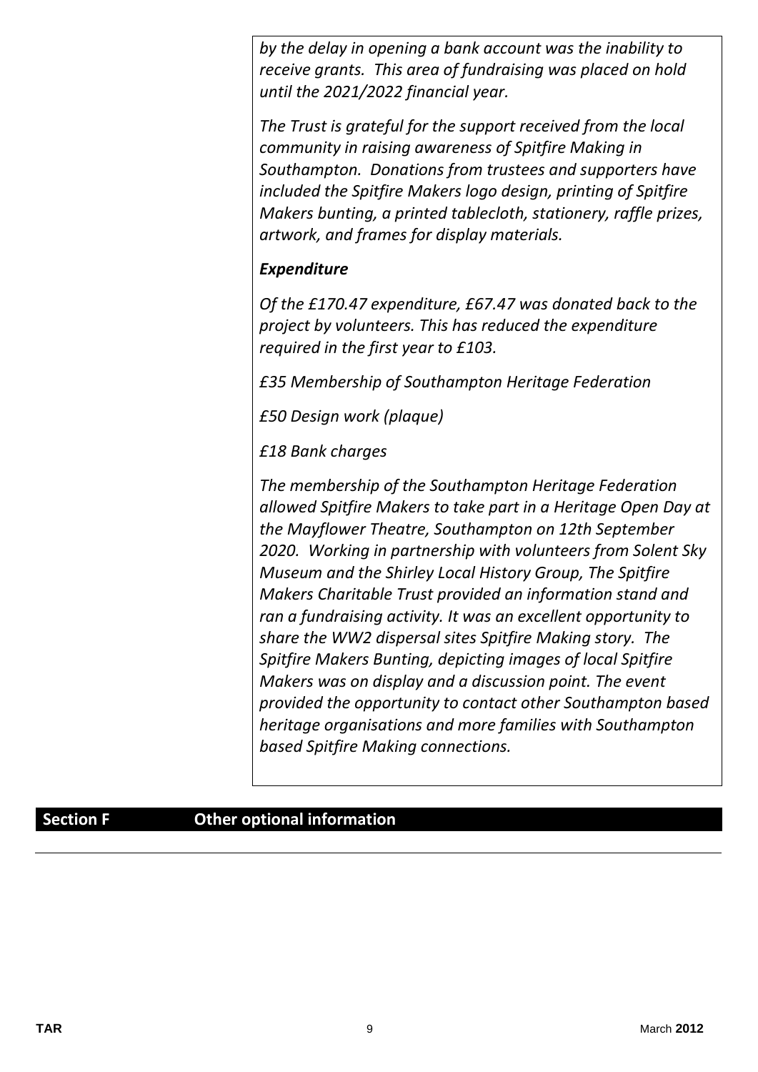*by the delay in opening a bank account was the inability to receive grants. This area of fundraising was placed on hold until the 2021/2022 financial year.*

*The Trust is grateful for the support received from the local community in raising awareness of Spitfire Making in Southampton. Donations from trustees and supporters have included the Spitfire Makers logo design, printing of Spitfire Makers bunting, a printed tablecloth, stationery, raffle prizes, artwork, and frames for display materials.*

***Expenditure***

*Of the £170.47 expenditure, £67.47 was donated back to the project by volunteers. This has reduced the expenditure required in the first year to £103.*

*£35 Membership of Southampton Heritage Federation*

*£50 Design work (plaque)*

*£18 Bank charges*

*The membership of the Southampton Heritage Federation allowed Spitfire Makers to take part in a Heritage Open Day at the Mayflower Theatre, Southampton on 12th September 2020. Working in partnership with volunteers from Solent Sky Museum and the Shirley Local History Group, The Spitfire Makers Charitable Trust provided an information stand and ran a fundraising activity. It was an excellent opportunity to share the WW2 dispersal sites Spitfire Making story. The Spitfire Makers Bunting, depicting images of local Spitfire Makers was on display and a discussion point. The event provided the opportunity to contact other Southampton based heritage organisations and more families with Southampton based Spitfire Making connections.*

## Section F Other optional information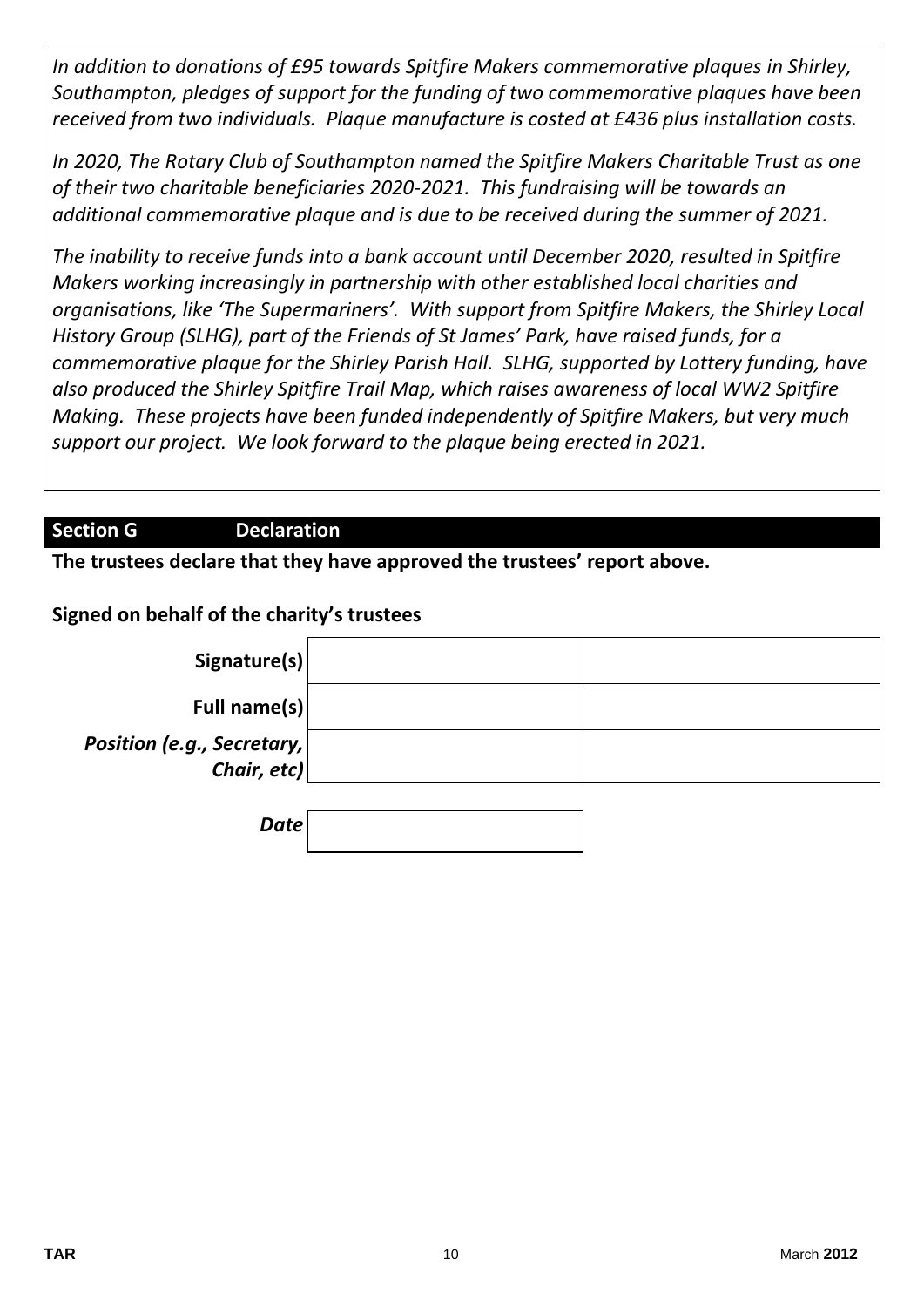*In addition to donations of £95 towards Spitfire Makers commemorative plaques in Shirley, Southampton, pledges of support for the funding of two commemorative plaques have been received from two individuals. Plaque manufacture is costed at £436 plus installation costs.*

*In 2020, The Rotary Club of Southampton named the Spitfire Makers Charitable Trust as one of their two charitable beneficiaries 2020-2021. This fundraising will be towards an additional commemorative plaque and is due to be received during the summer of 2021.*

*The inability to receive funds into a bank account until December 2020, resulted in Spitfire Makers working increasingly in partnership with other established local charities and organisations, like 'The Supermariners'. With support from Spitfire Makers, the Shirley Local History Group (SLHG), part of the Friends of St James' Park, have raised funds, for a commemorative plaque for the Shirley Parish Hall. SLHG, supported by Lottery funding, have also produced the Shirley Spitfire Trail Map, which raises awareness of local WW2 Spitfire Making. These projects have been funded independently of Spitfire Makers, but very much support our project. We look forward to the plaque being erected in 2021.*

## Section G Declaration

**The trustees declare that they have approved the trustees' report above.**

**Signed on behalf of the charity's trustees**

| | | |
|---|---|---|
| **Signature(s)** | | |
| **Full name(s)** | | |
| ***Position (e.g., Secretary, Chair, etc)*** | | |

| | |
|---|---|
| ***Date*** | |